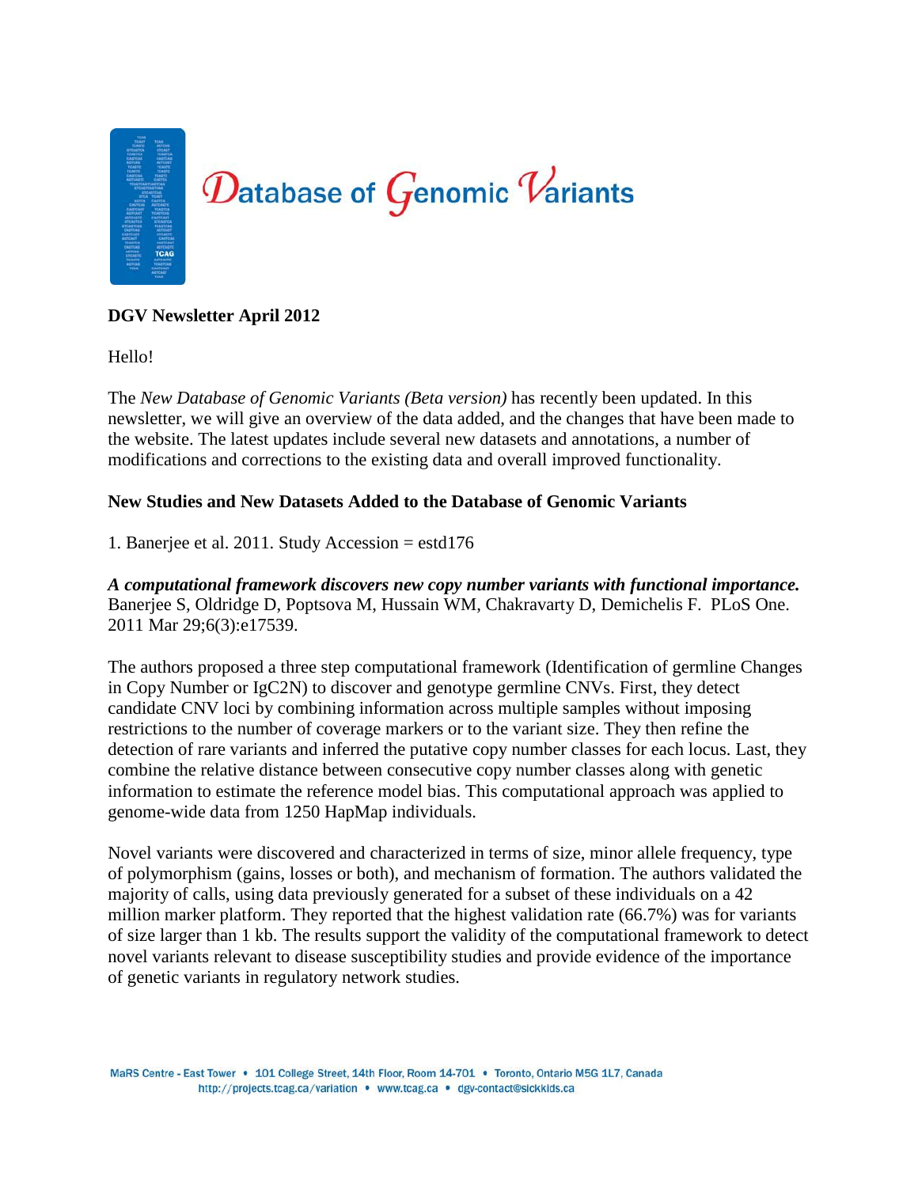# Database of Genomic Variants

**DGV Newsletter April 2012**

Hello!

The *New Database of Genomic Variants (Beta version)* has recently been updated. In this newsletter, we will give an overview of the data added, and the changes that have been made to the website. The latest updates include several new datasets and annotations, a number of modifications and corrections to the existing data and overall improved functionality.

**New Studies and New Datasets Added to the Database of Genomic Variants**

1. Banerjee et al. 2011. Study Accession = estd176

***A computational framework discovers new copy number variants with functional importance.*** Banerjee S, Oldridge D, Poptsova M, Hussain WM, Chakravarty D, Demichelis F. PLoS One. 2011 Mar 29;6(3):e17539.

The authors proposed a three step computational framework (Identification of germline Changes in Copy Number or IgC2N) to discover and genotype germline CNVs. First, they detect candidate CNV loci by combining information across multiple samples without imposing restrictions to the number of coverage markers or to the variant size. They then refine the detection of rare variants and inferred the putative copy number classes for each locus. Last, they combine the relative distance between consecutive copy number classes along with genetic information to estimate the reference model bias. This computational approach was applied to genome-wide data from 1250 HapMap individuals.

Novel variants were discovered and characterized in terms of size, minor allele frequency, type of polymorphism (gains, losses or both), and mechanism of formation. The authors validated the majority of calls, using data previously generated for a subset of these individuals on a 42 million marker platform. They reported that the highest validation rate (66.7%) was for variants of size larger than 1 kb. The results support the validity of the computational framework to detect novel variants relevant to disease susceptibility studies and provide evidence of the importance of genetic variants in regulatory network studies.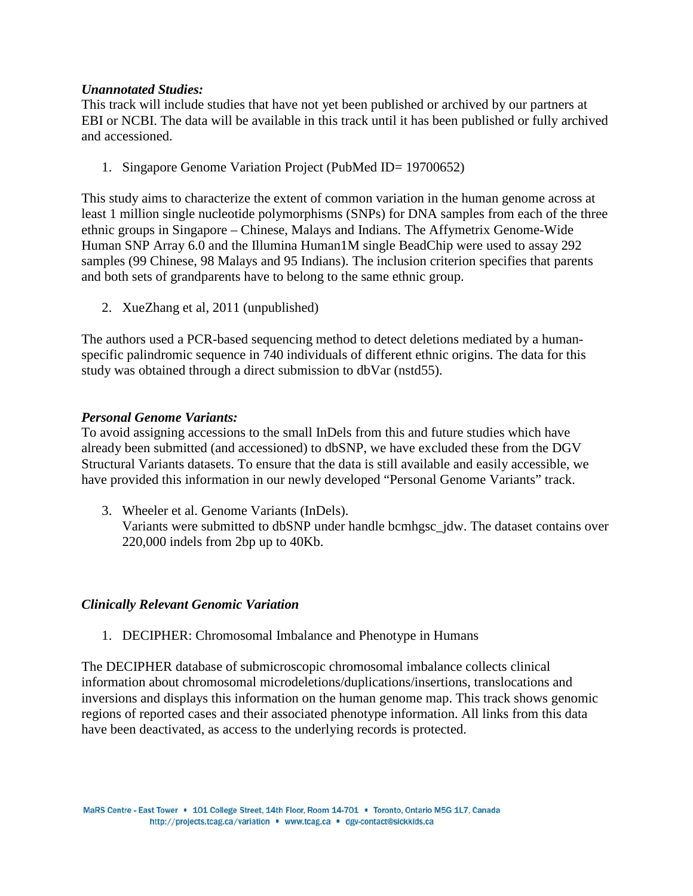***Unannotated Studies:***
This track will include studies that have not yet been published or archived by our partners at EBI or NCBI. The data will be available in this track until it has been published or fully archived and accessioned.

1. Singapore Genome Variation Project (PubMed ID= 19700652)

This study aims to characterize the extent of common variation in the human genome across at least 1 million single nucleotide polymorphisms (SNPs) for DNA samples from each of the three ethnic groups in Singapore – Chinese, Malays and Indians. The Affymetrix Genome-Wide Human SNP Array 6.0 and the Illumina Human1M single BeadChip were used to assay 292 samples (99 Chinese, 98 Malays and 95 Indians). The inclusion criterion specifies that parents and both sets of grandparents have to belong to the same ethnic group.

2. XueZhang et al, 2011 (unpublished)

The authors used a PCR-based sequencing method to detect deletions mediated by a human-specific palindromic sequence in 740 individuals of different ethnic origins. The data for this study was obtained through a direct submission to dbVar (nstd55).

***Personal Genome Variants:***
To avoid assigning accessions to the small InDels from this and future studies which have already been submitted (and accessioned) to dbSNP, we have excluded these from the DGV Structural Variants datasets. To ensure that the data is still available and easily accessible, we have provided this information in our newly developed "Personal Genome Variants" track.

3. Wheeler et al. Genome Variants (InDels).
   Variants were submitted to dbSNP under handle bcmhgsc_jdw. The dataset contains over 220,000 indels from 2bp up to 40Kb.

***Clinically Relevant Genomic Variation***

1. DECIPHER: Chromosomal Imbalance and Phenotype in Humans

The DECIPHER database of submicroscopic chromosomal imbalance collects clinical information about chromosomal microdeletions/duplications/insertions, translocations and inversions and displays this information on the human genome map. This track shows genomic regions of reported cases and their associated phenotype information. All links from this data have been deactivated, as access to the underlying records is protected.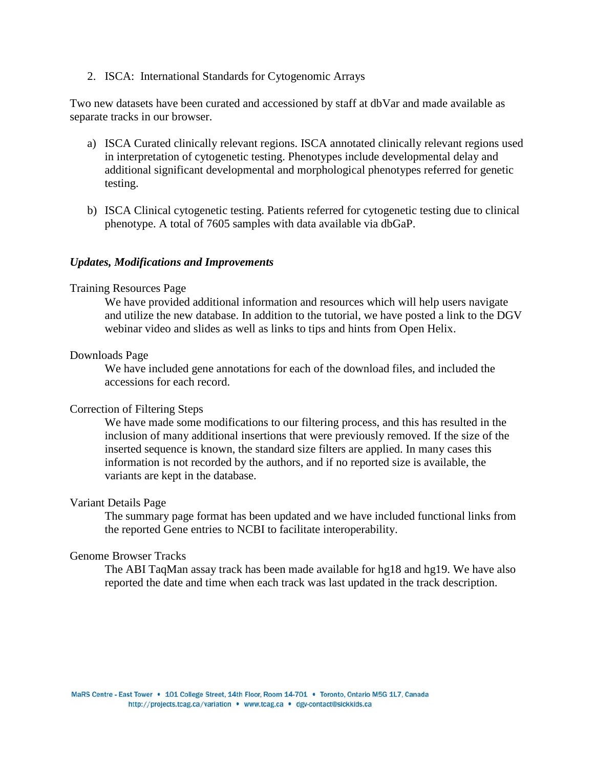2. ISCA: International Standards for Cytogenomic Arrays

Two new datasets have been curated and accessioned by staff at dbVar and made available as separate tracks in our browser.

a) ISCA Curated clinically relevant regions. ISCA annotated clinically relevant regions used in interpretation of cytogenetic testing. Phenotypes include developmental delay and additional significant developmental and morphological phenotypes referred for genetic testing.

b) ISCA Clinical cytogenetic testing. Patients referred for cytogenetic testing due to clinical phenotype. A total of 7605 samples with data available via dbGaP.

***Updates, Modifications and Improvements***

Training Resources Page

We have provided additional information and resources which will help users navigate and utilize the new database. In addition to the tutorial, we have posted a link to the DGV webinar video and slides as well as links to tips and hints from Open Helix.

Downloads Page

We have included gene annotations for each of the download files, and included the accessions for each record.

Correction of Filtering Steps

We have made some modifications to our filtering process, and this has resulted in the inclusion of many additional insertions that were previously removed. If the size of the inserted sequence is known, the standard size filters are applied. In many cases this information is not recorded by the authors, and if no reported size is available, the variants are kept in the database.

Variant Details Page

The summary page format has been updated and we have included functional links from the reported Gene entries to NCBI to facilitate interoperability.

Genome Browser Tracks

The ABI TaqMan assay track has been made available for hg18 and hg19. We have also reported the date and time when each track was last updated in the track description.